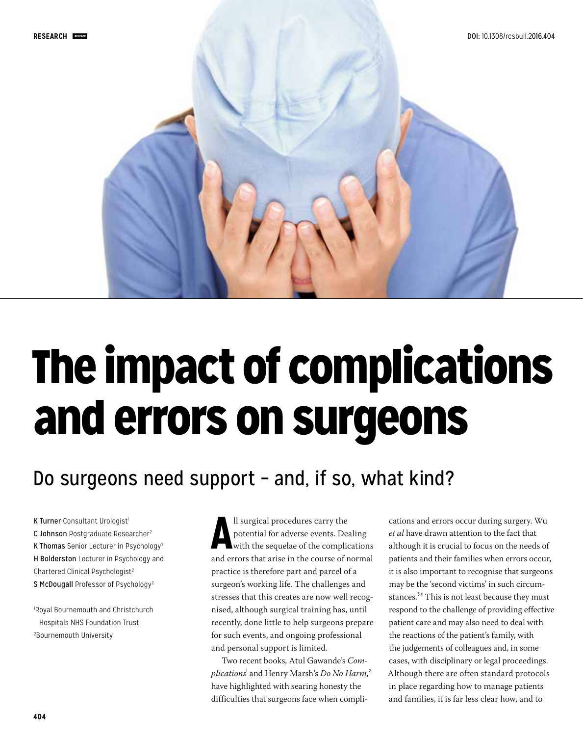RESEARCH PeerRev

DOI: 10.1308/rcsbull.2016.404

# The impact of complications and errors on surgeons

## Do surgeons need support – and, if so, what kind?

**K Turner** Consultant Urologist[1]
**C Johnson** Postgraduate Researcher[2]
**K Thomas** Senior Lecturer in Psychology[2]
**H Bolderston** Lecturer in Psychology and Chartered Clinical Psychologist[2]
**S McDougall** Professor of Psychology[2]

[1]Royal Bournemouth and Christchurch Hospitals NHS Foundation Trust
[2]Bournemouth University

All surgical procedures carry the potential for adverse events. Dealing with the sequelae of the complications and errors that arise in the course of normal practice is therefore part and parcel of a surgeon's working life. The challenges and stresses that this creates are now well recognised, although surgical training has, until recently, done little to help surgeons prepare for such events, and ongoing professional and personal support is limited.

Two recent books, Atul Gawande's *Complications*[1] and Henry Marsh's *Do No Harm*,[2] have highlighted with searing honesty the difficulties that surgeons face when complications and errors occur during surgery. Wu *et al* have drawn attention to the fact that although it is crucial to focus on the needs of patients and their families when errors occur, it is also important to recognise that surgeons may be the 'second victims' in such circumstances.[3,4] This is not least because they must respond to the challenge of providing effective patient care and may also need to deal with the reactions of the patient's family, with the judgements of colleagues and, in some cases, with disciplinary or legal proceedings. Although there are often standard protocols in place regarding how to manage patients and families, it is far less clear how, and to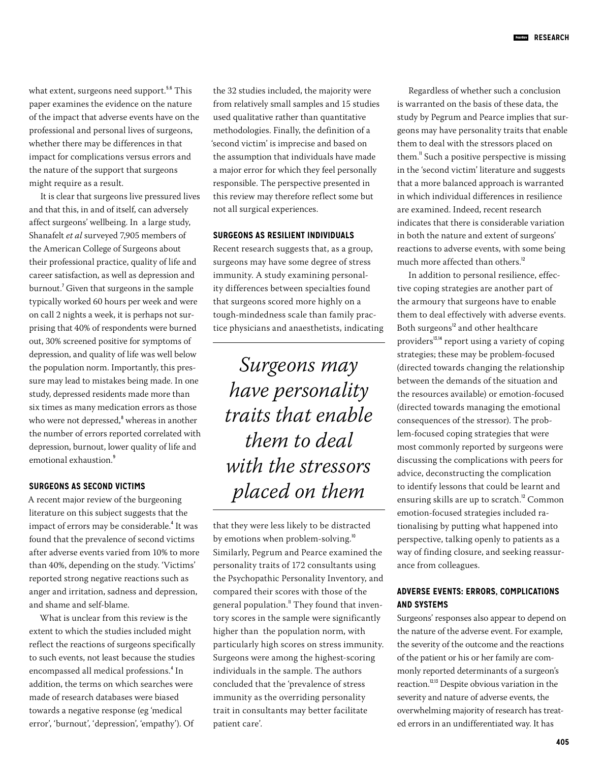what extent, surgeons need support.[5,6] This paper examines the evidence on the nature of the impact that adverse events have on the professional and personal lives of surgeons, whether there may be differences in that impact for complications versus errors and the nature of the support that surgeons might require as a result.

It is clear that surgeons live pressured lives and that this, in and of itself, can adversely affect surgeons' wellbeing. In a large study, Shanafelt *et al* surveyed 7,905 members of the American College of Surgeons about their professional practice, quality of life and career satisfaction, as well as depression and burnout.[7] Given that surgeons in the sample typically worked 60 hours per week and were on call 2 nights a week, it is perhaps not surprising that 40% of respondents were burned out, 30% screened positive for symptoms of depression, and quality of life was well below the population norm. Importantly, this pressure may lead to mistakes being made. In one study, depressed residents made more than six times as many medication errors as those who were not depressed,[8] whereas in another the number of errors reported correlated with depression, burnout, lower quality of life and emotional exhaustion.[9]

## SURGEONS AS SECOND VICTIMS

A recent major review of the burgeoning literature on this subject suggests that the impact of errors may be considerable.[4] It was found that the prevalence of second victims after adverse events varied from 10% to more than 40%, depending on the study. 'Victims' reported strong negative reactions such as anger and irritation, sadness and depression, and shame and self-blame.

What is unclear from this review is the extent to which the studies included might reflect the reactions of surgeons specifically to such events, not least because the studies encompassed all medical professions.[4] In addition, the terms on which searches were made of research databases were biased towards a negative response (eg 'medical error', 'burnout', 'depression', 'empathy'). Of the 32 studies included, the majority were from relatively small samples and 15 studies used qualitative rather than quantitative methodologies. Finally, the definition of a 'second victim' is imprecise and based on the assumption that individuals have made a major error for which they feel personally responsible. The perspective presented in this review may therefore reflect some but not all surgical experiences.

## SURGEONS AS RESILIENT INDIVIDUALS

Recent research suggests that, as a group, surgeons may have some degree of stress immunity. A study examining personality differences between specialties found that surgeons scored more highly on a tough-mindedness scale than family practice physicians and anaesthetists, indicating that they were less likely to be distracted by emotions when problem-solving.[10] Similarly, Pegrum and Pearce examined the personality traits of 172 consultants using the Psychopathic Personality Inventory, and compared their scores with those of the general population.[11] They found that inventory scores in the sample were significantly higher than the population norm, with particularly high scores on stress immunity. Surgeons were among the highest-scoring individuals in the sample. The authors concluded that the 'prevalence of stress immunity as the overriding personality trait in consultants may better facilitate patient care'.

> *Surgeons may have personality traits that enable them to deal with the stressors placed on them*

Regardless of whether such a conclusion is warranted on the basis of these data, the study by Pegrum and Pearce implies that surgeons may have personality traits that enable them to deal with the stressors placed on them.[11] Such a positive perspective is missing in the 'second victim' literature and suggests that a more balanced approach is warranted in which individual differences in resilience are examined. Indeed, recent research indicates that there is considerable variation in both the nature and extent of surgeons' reactions to adverse events, with some being much more affected than others.[12]

In addition to personal resilience, effective coping strategies are another part of the armoury that surgeons have to enable them to deal effectively with adverse events. Both surgeons[12] and other healthcare providers[13,14] report using a variety of coping strategies; these may be problem-focused (directed towards changing the relationship between the demands of the situation and the resources available) or emotion-focused (directed towards managing the emotional consequences of the stressor). The problem-focused coping strategies that were most commonly reported by surgeons were discussing the complications with peers for advice, deconstructing the complication to identify lessons that could be learnt and ensuring skills are up to scratch.[12] Common emotion-focused strategies included rationalising by putting what happened into perspective, talking openly to patients as a way of finding closure, and seeking reassurance from colleagues.

## ADVERSE EVENTS: ERRORS, COMPLICATIONS AND SYSTEMS

Surgeons' responses also appear to depend on the nature of the adverse event. For example, the severity of the outcome and the reactions of the patient or his or her family are commonly reported determinants of a surgeon's reaction.[12,13] Despite obvious variation in the severity and nature of adverse events, the overwhelming majority of research has treated errors in an undifferentiated way. It has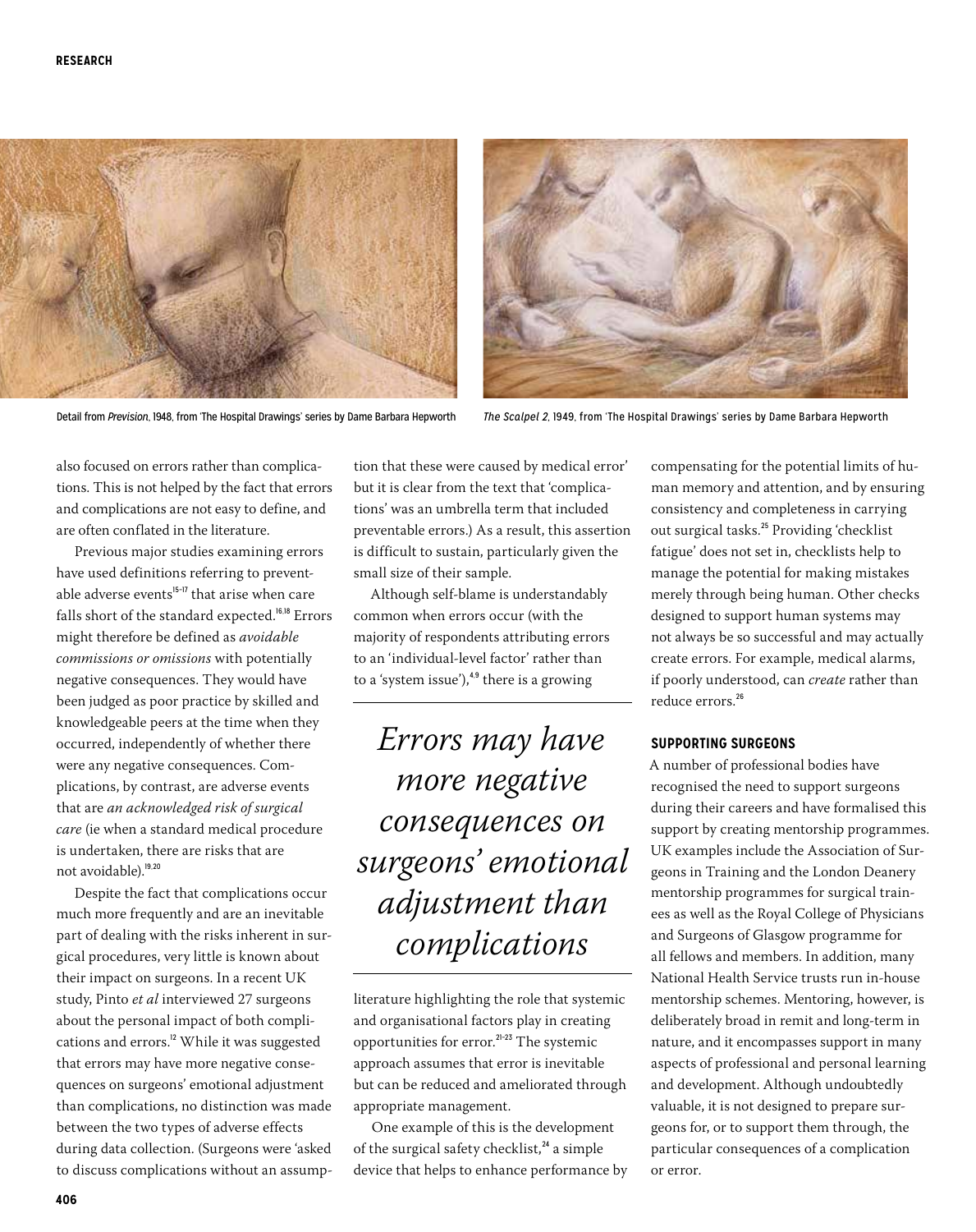Detail from *Prevision*, 1948, from 'The Hospital Drawings' series by Dame Barbara Hepworth

*The Scalpel 2*, 1949, from 'The Hospital Drawings' series by Dame Barbara Hepworth

also focused on errors rather than complications. This is not helped by the fact that errors and complications are not easy to define, and are often conflated in the literature.

Previous major studies examining errors have used definitions referring to preventable adverse events[15–17] that arise when care falls short of the standard expected.[16,18] Errors might therefore be defined as *avoidable commissions or omissions* with potentially negative consequences. They would have been judged as poor practice by skilled and knowledgeable peers at the time when they occurred, independently of whether there were any negative consequences. Complications, by contrast, are adverse events that are *an acknowledged risk of surgical care* (ie when a standard medical procedure is undertaken, there are risks that are not avoidable).[19,20]

Despite the fact that complications occur much more frequently and are an inevitable part of dealing with the risks inherent in surgical procedures, very little is known about their impact on surgeons. In a recent UK study, Pinto *et al* interviewed 27 surgeons about the personal impact of both complications and errors.[12] While it was suggested that errors may have more negative consequences on surgeons' emotional adjustment than complications, no distinction was made between the two types of adverse effects during data collection. (Surgeons were 'asked to discuss complications without an assumption that these were caused by medical error' but it is clear from the text that 'complications' was an umbrella term that included preventable errors.) As a result, this assertion is difficult to sustain, particularly given the small size of their sample.

Although self-blame is understandably common when errors occur (with the majority of respondents attributing errors to an 'individual-level factor' rather than to a 'system issue'),[4,9] there is a growing literature highlighting the role that systemic and organisational factors play in creating opportunities for error.[21–23] The systemic approach assumes that error is inevitable but can be reduced and ameliorated through appropriate management.

> *Errors may have more negative consequences on surgeons' emotional adjustment than complications*

One example of this is the development of the surgical safety checklist,[24] a simple device that helps to enhance performance by compensating for the potential limits of human memory and attention, and by ensuring consistency and completeness in carrying out surgical tasks.[25] Providing 'checklist fatigue' does not set in, checklists help to manage the potential for making mistakes merely through being human. Other checks designed to support human systems may not always be so successful and may actually create errors. For example, medical alarms, if poorly understood, can *create* rather than reduce errors.[26]

## SUPPORTING SURGEONS

A number of professional bodies have recognised the need to support surgeons during their careers and have formalised this support by creating mentorship programmes. UK examples include the Association of Surgeons in Training and the London Deanery mentorship programmes for surgical trainees as well as the Royal College of Physicians and Surgeons of Glasgow programme for all fellows and members. In addition, many National Health Service trusts run in-house mentorship schemes. Mentoring, however, is deliberately broad in remit and long-term in nature, and it encompasses support in many aspects of professional and personal learning and development. Although undoubtedly valuable, it is not designed to prepare surgeons for, or to support them through, the particular consequences of a complication or error.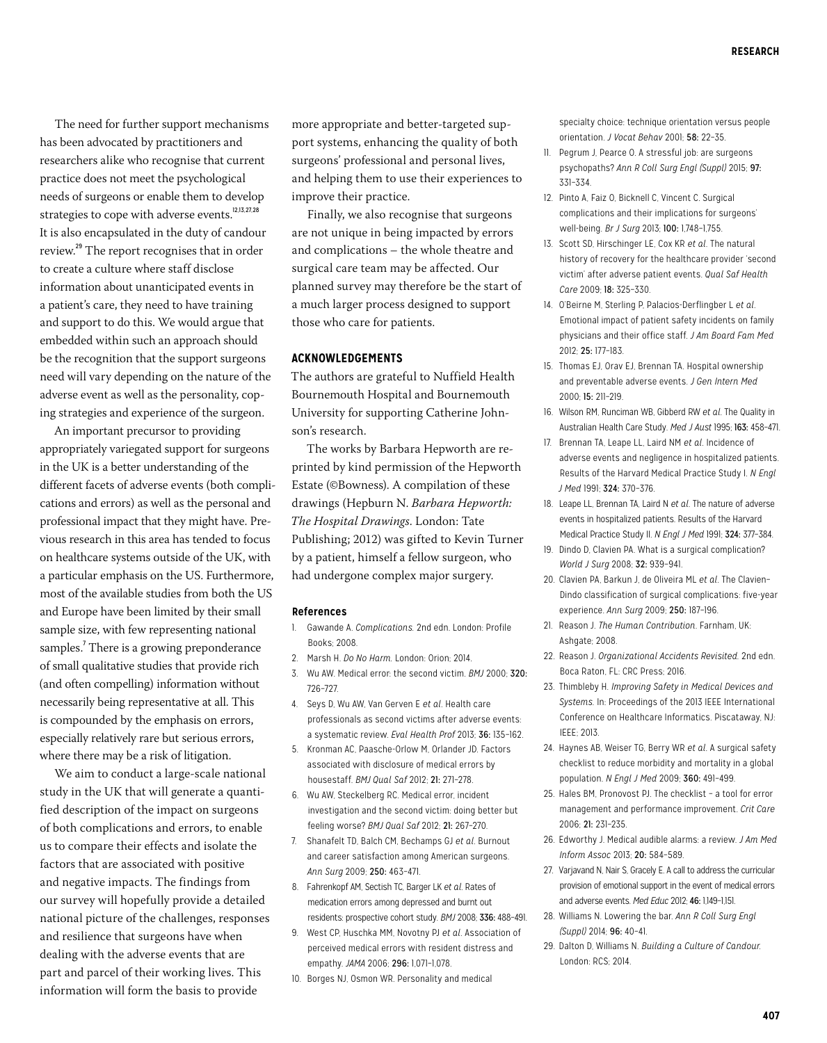The need for further support mechanisms has been advocated by practitioners and researchers alike who recognise that current practice does not meet the psychological needs of surgeons or enable them to develop strategies to cope with adverse events.[12,13,27,28] It is also encapsulated in the duty of candour review.[29] The report recognises that in order to create a culture where staff disclose information about unanticipated events in a patient's care, they need to have training and support to do this. We would argue that embedded within such an approach should be the recognition that the support surgeons need will vary depending on the nature of the adverse event as well as the personality, coping strategies and experience of the surgeon.

An important precursor to providing appropriately variegated support for surgeons in the UK is a better understanding of the different facets of adverse events (both complications and errors) as well as the personal and professional impact that they might have. Previous research in this area has tended to focus on healthcare systems outside of the UK, with a particular emphasis on the US. Furthermore, most of the available studies from both the US and Europe have been limited by their small sample size, with few representing national samples.[7] There is a growing preponderance of small qualitative studies that provide rich (and often compelling) information without necessarily being representative at all. This is compounded by the emphasis on errors, especially relatively rare but serious errors, where there may be a risk of litigation.

We aim to conduct a large-scale national study in the UK that will generate a quantified description of the impact on surgeons of both complications and errors, to enable us to compare their effects and isolate the factors that are associated with positive and negative impacts. The findings from our survey will hopefully provide a detailed national picture of the challenges, responses and resilience that surgeons have when dealing with the adverse events that are part and parcel of their working lives. This information will form the basis to provide more appropriate and better-targeted support systems, enhancing the quality of both surgeons' professional and personal lives, and helping them to use their experiences to improve their practice.

Finally, we also recognise that surgeons are not unique in being impacted by errors and complications – the whole theatre and surgical care team may be affected. Our planned survey may therefore be the start of a much larger process designed to support those who care for patients.

## ACKNOWLEDGEMENTS

The authors are grateful to Nuffield Health Bournemouth Hospital and Bournemouth University for supporting Catherine Johnson's research.

The works by Barbara Hepworth are reprinted by kind permission of the Hepworth Estate (©Bowness). A compilation of these drawings (Hepburn N. *Barbara Hepworth: The Hospital Drawings*. London: Tate Publishing; 2012) was gifted to Kevin Turner by a patient, himself a fellow surgeon, who had undergone complex major surgery.

### References

1. Gawande A. *Complications*. 2nd edn. London: Profile Books; 2008.
2. Marsh H. *Do No Harm*. London: Orion; 2014.
3. Wu AW. Medical error: the second victim. *BMJ* 2000; **320:** 726–727.
4. Seys D, Wu AW, Van Gerven E *et al*. Health care professionals as second victims after adverse events: a systematic review. *Eval Health Prof* 2013; **36:** 135–162.
5. Kronman AC, Paasche-Orlow M, Orlander JD. Factors associated with disclosure of medical errors by housestaff. *BMJ Qual Saf* 2012; **21:** 271–278.
6. Wu AW, Steckelberg RC. Medical error, incident investigation and the second victim: doing better but feeling worse? *BMJ Qual Saf* 2012; **21:** 267–270.
7. Shanafelt TD, Balch CM, Bechamps GJ *et al*. Burnout and career satisfaction among American surgeons. *Ann Surg* 2009; **250:** 463–471.
8. Fahrenkopf AM, Sectish TC, Barger LK *et al*. Rates of medication errors among depressed and burnt out residents: prospective cohort study. *BMJ* 2008; **336:** 488–491.
9. West CP, Huschka MM, Novotny PJ *et al*. Association of perceived medical errors with resident distress and empathy. *JAMA* 2006; **296:** 1,071–1,078.
10. Borges NJ, Osmon WR. Personality and medical specialty choice: technique orientation versus people orientation. *J Vocat Behav* 2001; **58:** 22–35.
11. Pegrum J, Pearce O. A stressful job: are surgeons psychopaths? *Ann R Coll Surg Engl (Suppl)* 2015; **97:** 331–334.
12. Pinto A, Faiz O, Bicknell C, Vincent C. Surgical complications and their implications for surgeons' well-being. *Br J Surg* 2013; **100:** 1,748–1,755.
13. Scott SD, Hirschinger LE, Cox KR *et al*. The natural history of recovery for the healthcare provider 'second victim' after adverse patient events. *Qual Saf Health Care* 2009; **18:** 325–330.
14. O'Beirne M, Sterling P, Palacios-Derflingber L *et al*. Emotional impact of patient safety incidents on family physicians and their office staff. *J Am Board Fam Med* 2012; **25:** 177–183.
15. Thomas EJ, Orav EJ, Brennan TA. Hospital ownership and preventable adverse events. *J Gen Intern Med* 2000; **15:** 211–219.
16. Wilson RM, Runciman WB, Gibberd RW *et al*. The Quality in Australian Health Care Study. *Med J Aust* 1995; **163:** 458–471.
17. Brennan TA, Leape LL, Laird NM *et al*. Incidence of adverse events and negligence in hospitalized patients. Results of the Harvard Medical Practice Study I. *N Engl J Med* 1991; **324:** 370–376.
18. Leape LL, Brennan TA, Laird N *et al*. The nature of adverse events in hospitalized patients. Results of the Harvard Medical Practice Study II. *N Engl J Med* 1991; **324:** 377–384.
19. Dindo D, Clavien PA. What is a surgical complication? *World J Surg* 2008; **32:** 939–941.
20. Clavien PA, Barkun J, de Oliveira ML *et al*. The Clavien–Dindo classification of surgical complications: five-year experience. *Ann Surg* 2009; **250:** 187–196.
21. Reason J. *The Human Contribution*. Farnham, UK: Ashgate; 2008.
22. Reason J. *Organizational Accidents Revisited*. 2nd edn. Boca Raton, FL: CRC Press; 2016.
23. Thimbleby H. *Improving Safety in Medical Devices and Systems*. In: Proceedings of the 2013 IEEE International Conference on Healthcare Informatics. Piscataway, NJ: IEEE; 2013.
24. Haynes AB, Weiser TG, Berry WR *et al*. A surgical safety checklist to reduce morbidity and mortality in a global population. *N Engl J Med* 2009; **360:** 491–499.
25. Hales BM, Pronovost PJ. The checklist – a tool for error management and performance improvement. *Crit Care* 2006; **21:** 231–235.
26. Edworthy J. Medical audible alarms: a review. *J Am Med Inform Assoc* 2013; **20:** 584–589.
27. Varjavand N, Nair S, Gracely E. A call to address the curricular provision of emotional support in the event of medical errors and adverse events. *Med Educ* 2012; **46:** 1,149–1,151.
28. Williams N. Lowering the bar. *Ann R Coll Surg Engl (Suppl)* 2014; **96:** 40–41.
29. Dalton D, Williams N. *Building a Culture of Candour*. London: RCS; 2014.